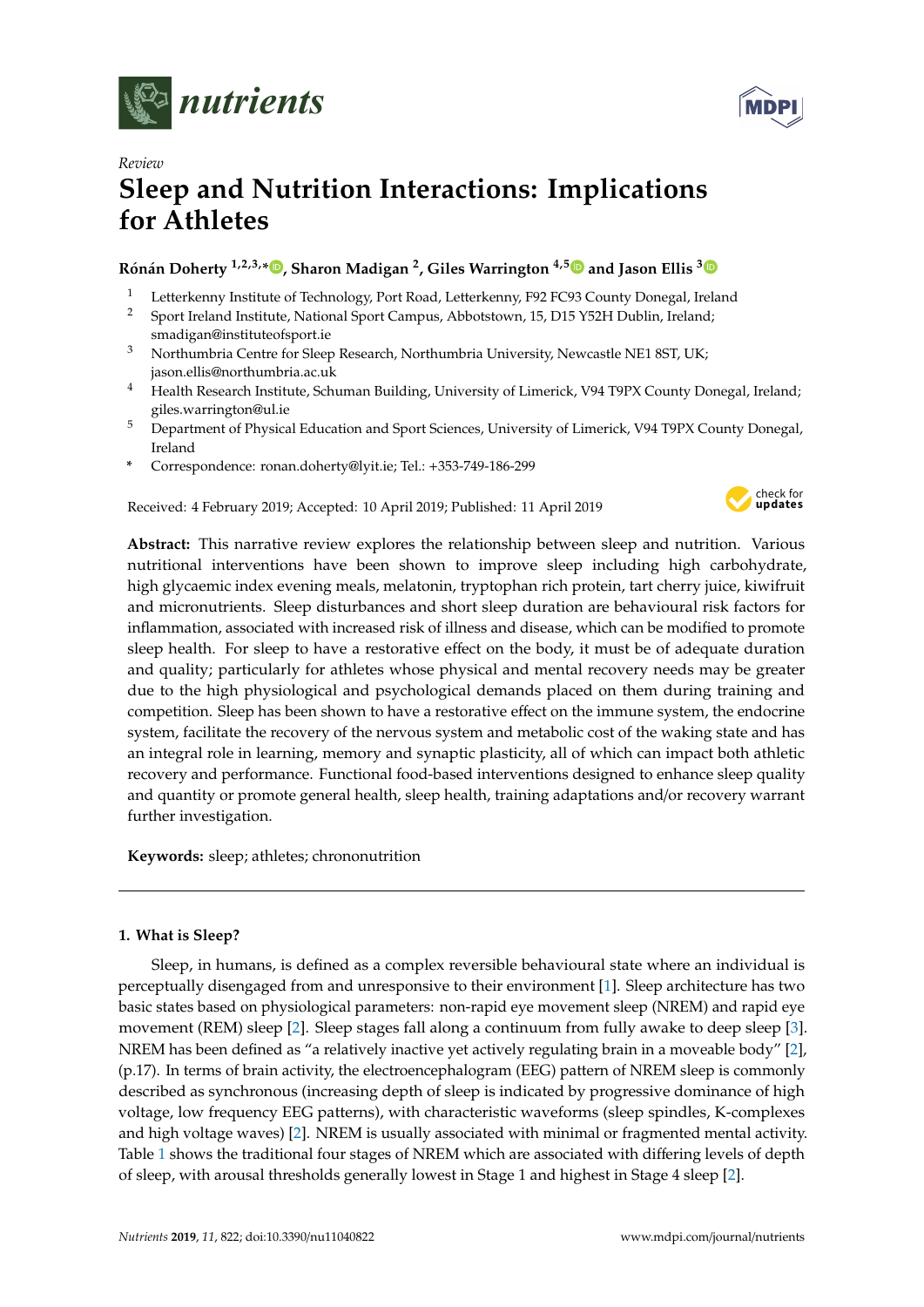*Review*

# Sleep and Nutrition Interactions: Implications for Athletes

**Rónán Doherty [1,2,3,*], Sharon Madigan [2], Giles Warrington [4,5] and Jason Ellis [3]**

[1] Letterkenny Institute of Technology, Port Road, Letterkenny, F92 FC93 County Donegal, Ireland
[2] Sport Ireland Institute, National Sport Campus, Abbotstown, 15, D15 Y52H Dublin, Ireland; smadigan@instituteofsport.ie
[3] Northumbria Centre for Sleep Research, Northumbria University, Newcastle NE1 8ST, UK; jason.ellis@northumbria.ac.uk
[4] Health Research Institute, Schuman Building, University of Limerick, V94 T9PX County Donegal, Ireland; giles.warrington@ul.ie
[5] Department of Physical Education and Sport Sciences, University of Limerick, V94 T9PX County Donegal, Ireland
[*] Correspondence: ronan.doherty@lyit.ie; Tel.: +353-749-186-299

Received: 4 February 2019; Accepted: 10 April 2019; Published: 11 April 2019

**Abstract:** This narrative review explores the relationship between sleep and nutrition. Various nutritional interventions have been shown to improve sleep including high carbohydrate, high glycaemic index evening meals, melatonin, tryptophan rich protein, tart cherry juice, kiwifruit and micronutrients. Sleep disturbances and short sleep duration are behavioural risk factors for inflammation, associated with increased risk of illness and disease, which can be modified to promote sleep health. For sleep to have a restorative effect on the body, it must be of adequate duration and quality; particularly for athletes whose physical and mental recovery needs may be greater due to the high physiological and psychological demands placed on them during training and competition. Sleep has been shown to have a restorative effect on the immune system, the endocrine system, facilitate the recovery of the nervous system and metabolic cost of the waking state and has an integral role in learning, memory and synaptic plasticity, all of which can impact both athletic recovery and performance. Functional food-based interventions designed to enhance sleep quality and quantity or promote general health, sleep health, training adaptations and/or recovery warrant further investigation.

**Keywords:** sleep; athletes; chrononutrition

## 1. What is Sleep?

Sleep, in humans, is defined as a complex reversible behavioural state where an individual is perceptually disengaged from and unresponsive to their environment [1]. Sleep architecture has two basic states based on physiological parameters: non-rapid eye movement sleep (NREM) and rapid eye movement (REM) sleep [2]. Sleep stages fall along a continuum from fully awake to deep sleep [3]. NREM has been defined as "a relatively inactive yet actively regulating brain in a moveable body" [2], (p.17). In terms of brain activity, the electroencephalogram (EEG) pattern of NREM sleep is commonly described as synchronous (increasing depth of sleep is indicated by progressive dominance of high voltage, low frequency EEG patterns), with characteristic waveforms (sleep spindles, K-complexes and high voltage waves) [2]. NREM is usually associated with minimal or fragmented mental activity. Table 1 shows the traditional four stages of NREM which are associated with differing levels of depth of sleep, with arousal thresholds generally lowest in Stage 1 and highest in Stage 4 sleep [2].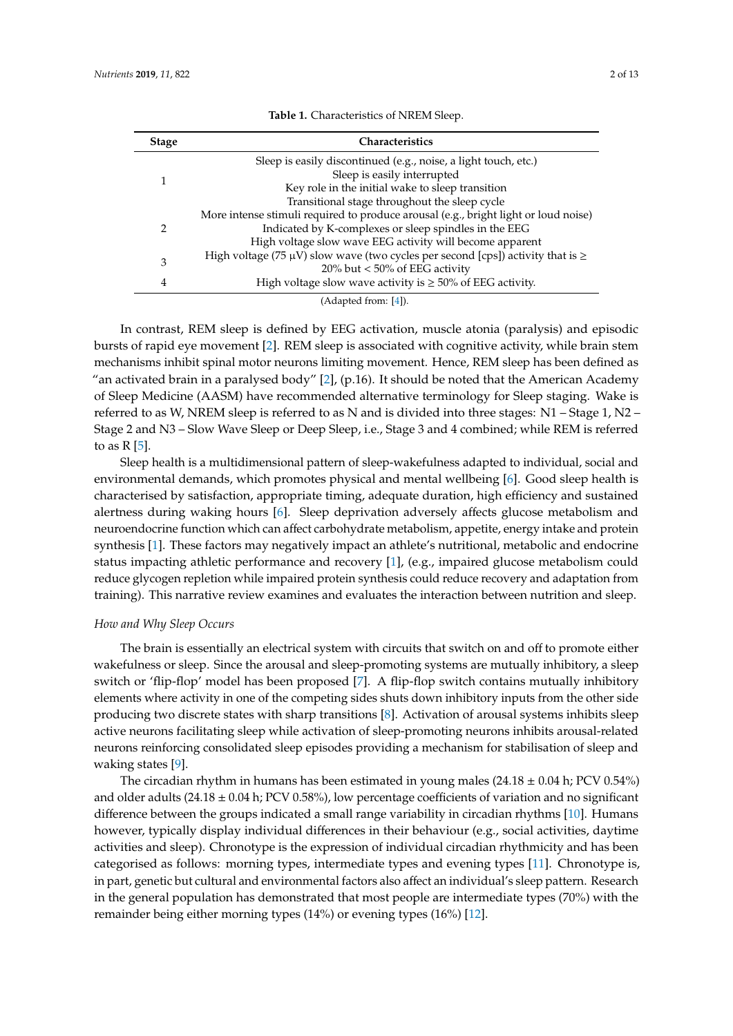**Table 1.** Characteristics of NREM Sleep.

| Stage | Characteristics |
| --- | --- |
| 1 | Sleep is easily discontinued (e.g., noise, a light touch, etc.)<br>Sleep is easily interrupted<br>Key role in the initial wake to sleep transition<br>Transitional stage throughout the sleep cycle |
| 2 | More intense stimuli required to produce arousal (e.g., bright light or loud noise)<br>Indicated by K-complexes or sleep spindles in the EEG<br>High voltage slow wave EEG activity will become apparent |
| 3 | High voltage (75 μV) slow wave (two cycles per second [cps]) activity that is ≥ 20% but < 50% of EEG activity |
| 4 | High voltage slow wave activity is ≥ 50% of EEG activity. |

(Adapted from: [4]).

In contrast, REM sleep is defined by EEG activation, muscle atonia (paralysis) and episodic bursts of rapid eye movement [2]. REM sleep is associated with cognitive activity, while brain stem mechanisms inhibit spinal motor neurons limiting movement. Hence, REM sleep has been defined as "an activated brain in a paralysed body" [2], (p.16). It should be noted that the American Academy of Sleep Medicine (AASM) have recommended alternative terminology for Sleep staging. Wake is referred to as W, NREM sleep is referred to as N and is divided into three stages: N1 – Stage 1, N2 – Stage 2 and N3 – Slow Wave Sleep or Deep Sleep, i.e., Stage 3 and 4 combined; while REM is referred to as R [5].

Sleep health is a multidimensional pattern of sleep-wakefulness adapted to individual, social and environmental demands, which promotes physical and mental wellbeing [6]. Good sleep health is characterised by satisfaction, appropriate timing, adequate duration, high efficiency and sustained alertness during waking hours [6]. Sleep deprivation adversely affects glucose metabolism and neuroendocrine function which can affect carbohydrate metabolism, appetite, energy intake and protein synthesis [1]. These factors may negatively impact an athlete's nutritional, metabolic and endocrine status impacting athletic performance and recovery [1], (e.g., impaired glucose metabolism could reduce glycogen repletion while impaired protein synthesis could reduce recovery and adaptation from training). This narrative review examines and evaluates the interaction between nutrition and sleep.

### *How and Why Sleep Occurs*

The brain is essentially an electrical system with circuits that switch on and off to promote either wakefulness or sleep. Since the arousal and sleep-promoting systems are mutually inhibitory, a sleep switch or 'flip-flop' model has been proposed [7]. A flip-flop switch contains mutually inhibitory elements where activity in one of the competing sides shuts down inhibitory inputs from the other side producing two discrete states with sharp transitions [8]. Activation of arousal systems inhibits sleep active neurons facilitating sleep while activation of sleep-promoting neurons inhibits arousal-related neurons reinforcing consolidated sleep episodes providing a mechanism for stabilisation of sleep and waking states [9].

The circadian rhythm in humans has been estimated in young males (24.18 ± 0.04 h; PCV 0.54%) and older adults (24.18 ± 0.04 h; PCV 0.58%), low percentage coefficients of variation and no significant difference between the groups indicated a small range variability in circadian rhythms [10]. Humans however, typically display individual differences in their behaviour (e.g., social activities, daytime activities and sleep). Chronotype is the expression of individual circadian rhythmicity and has been categorised as follows: morning types, intermediate types and evening types [11]. Chronotype is, in part, genetic but cultural and environmental factors also affect an individual's sleep pattern. Research in the general population has demonstrated that most people are intermediate types (70%) with the remainder being either morning types (14%) or evening types (16%) [12].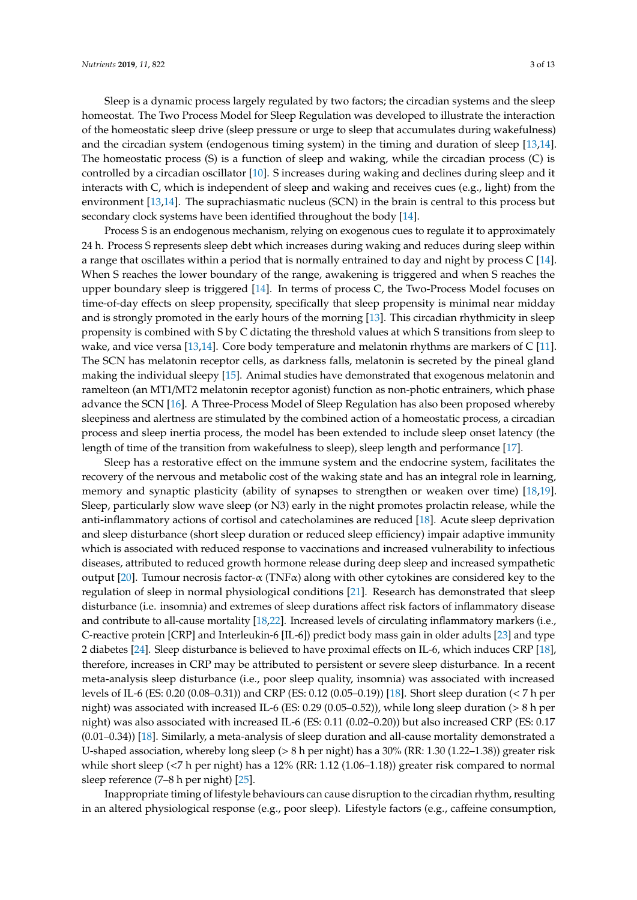Sleep is a dynamic process largely regulated by two factors; the circadian systems and the sleep homeostat. The Two Process Model for Sleep Regulation was developed to illustrate the interaction of the homeostatic sleep drive (sleep pressure or urge to sleep that accumulates during wakefulness) and the circadian system (endogenous timing system) in the timing and duration of sleep [13,14]. The homeostatic process (S) is a function of sleep and waking, while the circadian process (C) is controlled by a circadian oscillator [10]. S increases during waking and declines during sleep and it interacts with C, which is independent of sleep and waking and receives cues (e.g., light) from the environment [13,14]. The suprachiasmatic nucleus (SCN) in the brain is central to this process but secondary clock systems have been identified throughout the body [14].

Process S is an endogenous mechanism, relying on exogenous cues to regulate it to approximately 24 h. Process S represents sleep debt which increases during waking and reduces during sleep within a range that oscillates within a period that is normally entrained to day and night by process C [14]. When S reaches the lower boundary of the range, awakening is triggered and when S reaches the upper boundary sleep is triggered [14]. In terms of process C, the Two-Process Model focuses on time-of-day effects on sleep propensity, specifically that sleep propensity is minimal near midday and is strongly promoted in the early hours of the morning [13]. This circadian rhythmicity in sleep propensity is combined with S by C dictating the threshold values at which S transitions from sleep to wake, and vice versa [13,14]. Core body temperature and melatonin rhythms are markers of C [11]. The SCN has melatonin receptor cells, as darkness falls, melatonin is secreted by the pineal gland making the individual sleepy [15]. Animal studies have demonstrated that exogenous melatonin and ramelteon (an MT1/MT2 melatonin receptor agonist) function as non-photic entrainers, which phase advance the SCN [16]. A Three-Process Model of Sleep Regulation has also been proposed whereby sleepiness and alertness are stimulated by the combined action of a homeostatic process, a circadian process and sleep inertia process, the model has been extended to include sleep onset latency (the length of time of the transition from wakefulness to sleep), sleep length and performance [17].

Sleep has a restorative effect on the immune system and the endocrine system, facilitates the recovery of the nervous and metabolic cost of the waking state and has an integral role in learning, memory and synaptic plasticity (ability of synapses to strengthen or weaken over time) [18,19]. Sleep, particularly slow wave sleep (or N3) early in the night promotes prolactin release, while the anti-inflammatory actions of cortisol and catecholamines are reduced [18]. Acute sleep deprivation and sleep disturbance (short sleep duration or reduced sleep efficiency) impair adaptive immunity which is associated with reduced response to vaccinations and increased vulnerability to infectious diseases, attributed to reduced growth hormone release during deep sleep and increased sympathetic output [20]. Tumour necrosis factor-α (TNFα) along with other cytokines are considered key to the regulation of sleep in normal physiological conditions [21]. Research has demonstrated that sleep disturbance (i.e. insomnia) and extremes of sleep durations affect risk factors of inflammatory disease and contribute to all-cause mortality [18,22]. Increased levels of circulating inflammatory markers (i.e., C-reactive protein [CRP] and Interleukin-6 [IL-6]) predict body mass gain in older adults [23] and type 2 diabetes [24]. Sleep disturbance is believed to have proximal effects on IL-6, which induces CRP [18], therefore, increases in CRP may be attributed to persistent or severe sleep disturbance. In a recent meta-analysis sleep disturbance (i.e., poor sleep quality, insomnia) was associated with increased levels of IL-6 (ES: 0.20 (0.08–0.31)) and CRP (ES: 0.12 (0.05–0.19)) [18]. Short sleep duration (< 7 h per night) was associated with increased IL-6 (ES: 0.29 (0.05–0.52)), while long sleep duration (> 8 h per night) was also associated with increased IL-6 (ES: 0.11 (0.02–0.20)) but also increased CRP (ES: 0.17 (0.01–0.34)) [18]. Similarly, a meta-analysis of sleep duration and all-cause mortality demonstrated a U-shaped association, whereby long sleep (> 8 h per night) has a 30% (RR: 1.30 (1.22–1.38)) greater risk while short sleep (<7 h per night) has a 12% (RR: 1.12 (1.06–1.18)) greater risk compared to normal sleep reference (7–8 h per night) [25].

Inappropriate timing of lifestyle behaviours can cause disruption to the circadian rhythm, resulting in an altered physiological response (e.g., poor sleep). Lifestyle factors (e.g., caffeine consumption,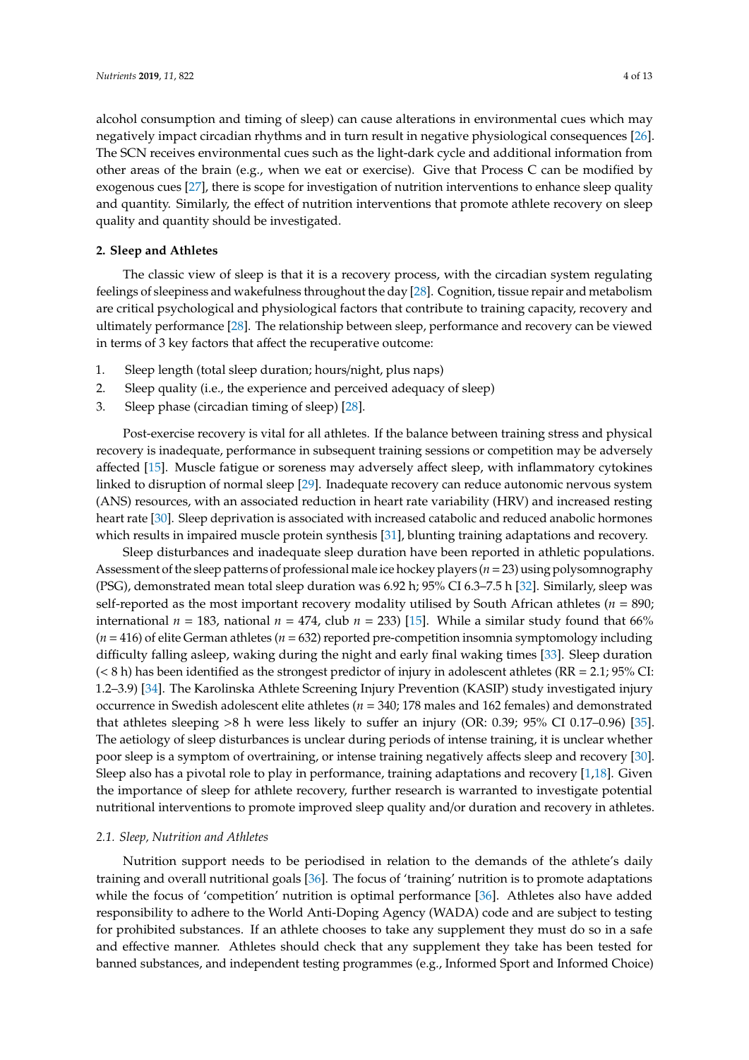alcohol consumption and timing of sleep) can cause alterations in environmental cues which may negatively impact circadian rhythms and in turn result in negative physiological consequences [26]. The SCN receives environmental cues such as the light-dark cycle and additional information from other areas of the brain (e.g., when we eat or exercise). Give that Process C can be modified by exogenous cues [27], there is scope for investigation of nutrition interventions to enhance sleep quality and quantity. Similarly, the effect of nutrition interventions that promote athlete recovery on sleep quality and quantity should be investigated.

## 2. Sleep and Athletes

The classic view of sleep is that it is a recovery process, with the circadian system regulating feelings of sleepiness and wakefulness throughout the day [28]. Cognition, tissue repair and metabolism are critical psychological and physiological factors that contribute to training capacity, recovery and ultimately performance [28]. The relationship between sleep, performance and recovery can be viewed in terms of 3 key factors that affect the recuperative outcome:

1. Sleep length (total sleep duration; hours/night, plus naps)
2. Sleep quality (i.e., the experience and perceived adequacy of sleep)
3. Sleep phase (circadian timing of sleep) [28].

Post-exercise recovery is vital for all athletes. If the balance between training stress and physical recovery is inadequate, performance in subsequent training sessions or competition may be adversely affected [15]. Muscle fatigue or soreness may adversely affect sleep, with inflammatory cytokines linked to disruption of normal sleep [29]. Inadequate recovery can reduce autonomic nervous system (ANS) resources, with an associated reduction in heart rate variability (HRV) and increased resting heart rate [30]. Sleep deprivation is associated with increased catabolic and reduced anabolic hormones which results in impaired muscle protein synthesis [31], blunting training adaptations and recovery.

Sleep disturbances and inadequate sleep duration have been reported in athletic populations. Assessment of the sleep patterns of professional male ice hockey players ($n = 23$) using polysomnography (PSG), demonstrated mean total sleep duration was 6.92 h; 95% CI 6.3–7.5 h [32]. Similarly, sleep was self-reported as the most important recovery modality utilised by South African athletes ($n = 890$; international $n = 183$, national $n = 474$, club $n = 233$) [15]. While a similar study found that 66% ($n = 416$) of elite German athletes ($n = 632$) reported pre-competition insomnia symptomology including difficulty falling asleep, waking during the night and early final waking times [33]. Sleep duration (< 8 h) has been identified as the strongest predictor of injury in adolescent athletes (RR = 2.1; 95% CI: 1.2–3.9) [34]. The Karolinska Athlete Screening Injury Prevention (KASIP) study investigated injury occurrence in Swedish adolescent elite athletes ($n = 340$; 178 males and 162 females) and demonstrated that athletes sleeping >8 h were less likely to suffer an injury (OR: 0.39; 95% CI 0.17–0.96) [35]. The aetiology of sleep disturbances is unclear during periods of intense training, it is unclear whether poor sleep is a symptom of overtraining, or intense training negatively affects sleep and recovery [30]. Sleep also has a pivotal role to play in performance, training adaptations and recovery [1,18]. Given the importance of sleep for athlete recovery, further research is warranted to investigate potential nutritional interventions to promote improved sleep quality and/or duration and recovery in athletes.

### *2.1. Sleep, Nutrition and Athletes*

Nutrition support needs to be periodised in relation to the demands of the athlete's daily training and overall nutritional goals [36]. The focus of 'training' nutrition is to promote adaptations while the focus of 'competition' nutrition is optimal performance [36]. Athletes also have added responsibility to adhere to the World Anti-Doping Agency (WADA) code and are subject to testing for prohibited substances. If an athlete chooses to take any supplement they must do so in a safe and effective manner. Athletes should check that any supplement they take has been tested for banned substances, and independent testing programmes (e.g., Informed Sport and Informed Choice)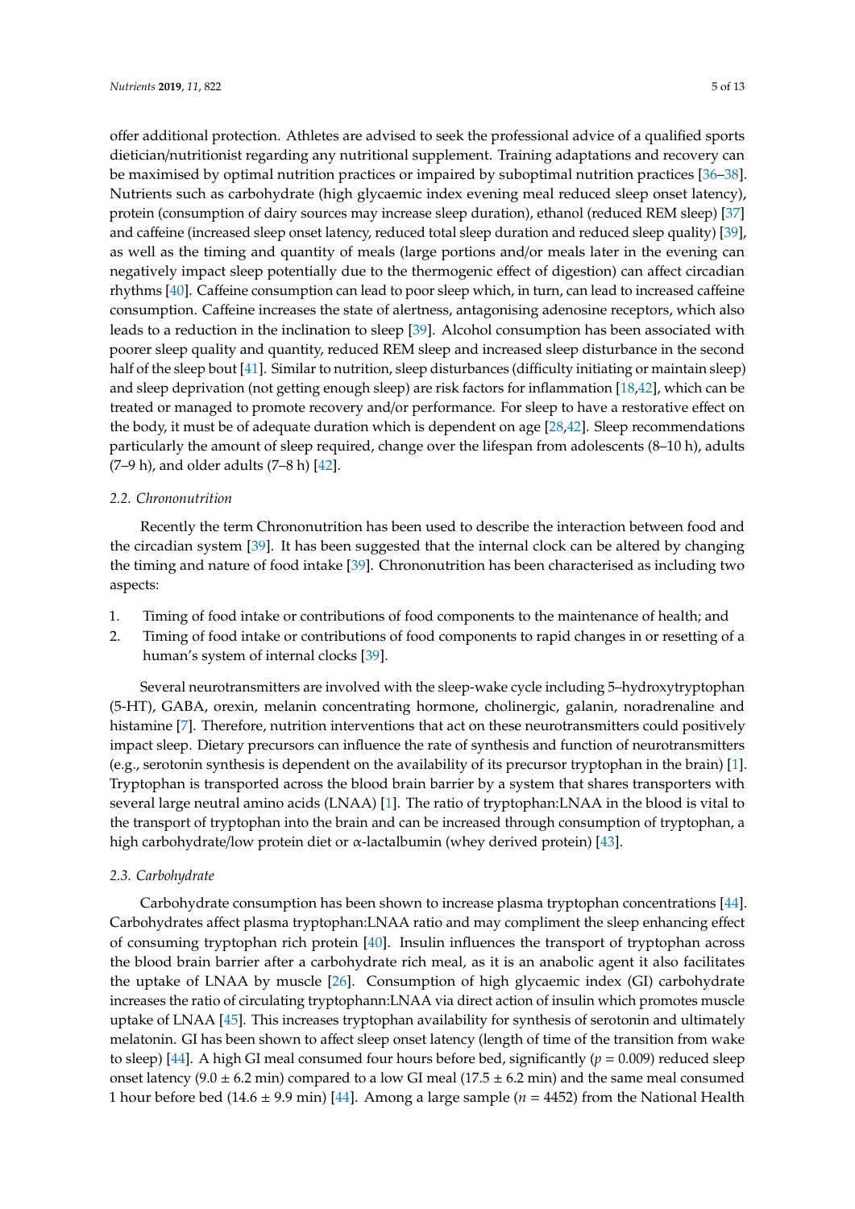offer additional protection. Athletes are advised to seek the professional advice of a qualified sports dietician/nutritionist regarding any nutritional supplement. Training adaptations and recovery can be maximised by optimal nutrition practices or impaired by suboptimal nutrition practices [36–38]. Nutrients such as carbohydrate (high glycaemic index evening meal reduced sleep onset latency), protein (consumption of dairy sources may increase sleep duration), ethanol (reduced REM sleep) [37] and caffeine (increased sleep onset latency, reduced total sleep duration and reduced sleep quality) [39], as well as the timing and quantity of meals (large portions and/or meals later in the evening can negatively impact sleep potentially due to the thermogenic effect of digestion) can affect circadian rhythms [40]. Caffeine consumption can lead to poor sleep which, in turn, can lead to increased caffeine consumption. Caffeine increases the state of alertness, antagonising adenosine receptors, which also leads to a reduction in the inclination to sleep [39]. Alcohol consumption has been associated with poorer sleep quality and quantity, reduced REM sleep and increased sleep disturbance in the second half of the sleep bout [41]. Similar to nutrition, sleep disturbances (difficulty initiating or maintain sleep) and sleep deprivation (not getting enough sleep) are risk factors for inflammation [18,42], which can be treated or managed to promote recovery and/or performance. For sleep to have a restorative effect on the body, it must be of adequate duration which is dependent on age [28,42]. Sleep recommendations particularly the amount of sleep required, change over the lifespan from adolescents (8–10 h), adults (7–9 h), and older adults (7–8 h) [42].

### 2.2. Chrononutrition

Recently the term Chrononutrition has been used to describe the interaction between food and the circadian system [39]. It has been suggested that the internal clock can be altered by changing the timing and nature of food intake [39]. Chrononutrition has been characterised as including two aspects:

1. Timing of food intake or contributions of food components to the maintenance of health; and
2. Timing of food intake or contributions of food components to rapid changes in or resetting of a human's system of internal clocks [39].

Several neurotransmitters are involved with the sleep-wake cycle including 5–hydroxytryptophan (5-HT), GABA, orexin, melanin concentrating hormone, cholinergic, galanin, noradrenaline and histamine [7]. Therefore, nutrition interventions that act on these neurotransmitters could positively impact sleep. Dietary precursors can influence the rate of synthesis and function of neurotransmitters (e.g., serotonin synthesis is dependent on the availability of its precursor tryptophan in the brain) [1]. Tryptophan is transported across the blood brain barrier by a system that shares transporters with several large neutral amino acids (LNAA) [1]. The ratio of tryptophan:LNAA in the blood is vital to the transport of tryptophan into the brain and can be increased through consumption of tryptophan, a high carbohydrate/low protein diet or α-lactalbumin (whey derived protein) [43].

### 2.3. Carbohydrate

Carbohydrate consumption has been shown to increase plasma tryptophan concentrations [44]. Carbohydrates affect plasma tryptophan:LNAA ratio and may compliment the sleep enhancing effect of consuming tryptophan rich protein [40]. Insulin influences the transport of tryptophan across the blood brain barrier after a carbohydrate rich meal, as it is an anabolic agent it also facilitates the uptake of LNAA by muscle [26]. Consumption of high glycaemic index (GI) carbohydrate increases the ratio of circulating tryptophann:LNAA via direct action of insulin which promotes muscle uptake of LNAA [45]. This increases tryptophan availability for synthesis of serotonin and ultimately melatonin. GI has been shown to affect sleep onset latency (length of time of the transition from wake to sleep) [44]. A high GI meal consumed four hours before bed, significantly ($p = 0.009$) reduced sleep onset latency ($9.0 \pm 6.2$ min) compared to a low GI meal ($17.5 \pm 6.2$ min) and the same meal consumed 1 hour before bed ($14.6 \pm 9.9$ min) [44]. Among a large sample ($n = 4452$) from the National Health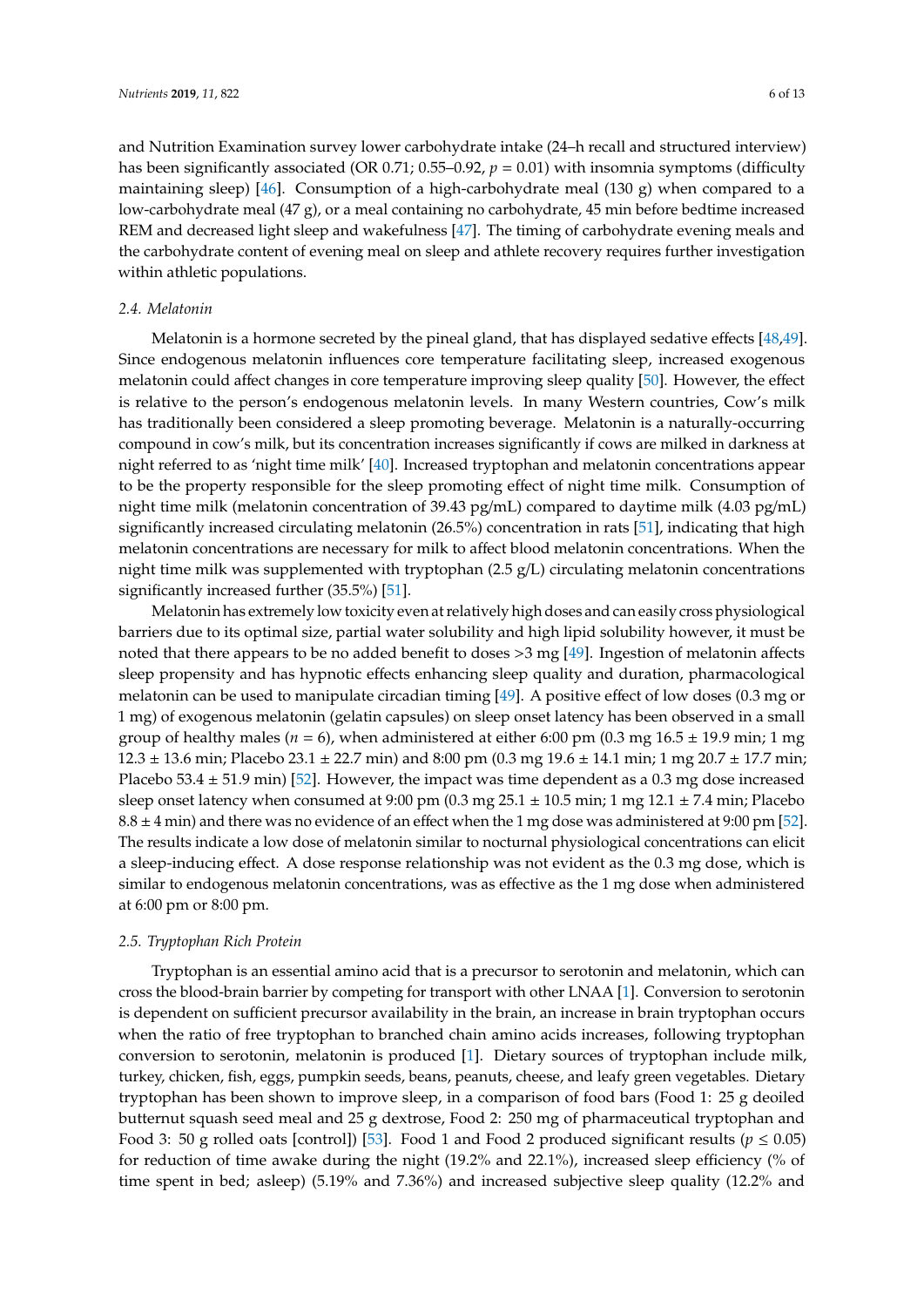and Nutrition Examination survey lower carbohydrate intake (24–h recall and structured interview) has been significantly associated (OR 0.71; 0.55–0.92, $p = 0.01$) with insomnia symptoms (difficulty maintaining sleep) [46]. Consumption of a high-carbohydrate meal (130 g) when compared to a low-carbohydrate meal (47 g), or a meal containing no carbohydrate, 45 min before bedtime increased REM and decreased light sleep and wakefulness [47]. The timing of carbohydrate evening meals and the carbohydrate content of evening meal on sleep and athlete recovery requires further investigation within athletic populations.

### 2.4. Melatonin

Melatonin is a hormone secreted by the pineal gland, that has displayed sedative effects [48,49]. Since endogenous melatonin influences core temperature facilitating sleep, increased exogenous melatonin could affect changes in core temperature improving sleep quality [50]. However, the effect is relative to the person's endogenous melatonin levels. In many Western countries, Cow's milk has traditionally been considered a sleep promoting beverage. Melatonin is a naturally-occurring compound in cow's milk, but its concentration increases significantly if cows are milked in darkness at night referred to as 'night time milk' [40]. Increased tryptophan and melatonin concentrations appear to be the property responsible for the sleep promoting effect of night time milk. Consumption of night time milk (melatonin concentration of 39.43 pg/mL) compared to daytime milk (4.03 pg/mL) significantly increased circulating melatonin (26.5%) concentration in rats [51], indicating that high melatonin concentrations are necessary for milk to affect blood melatonin concentrations. When the night time milk was supplemented with tryptophan (2.5 g/L) circulating melatonin concentrations significantly increased further (35.5%) [51].

Melatonin has extremely low toxicity even at relatively high doses and can easily cross physiological barriers due to its optimal size, partial water solubility and high lipid solubility however, it must be noted that there appears to be no added benefit to doses >3 mg [49]. Ingestion of melatonin affects sleep propensity and has hypnotic effects enhancing sleep quality and duration, pharmacological melatonin can be used to manipulate circadian timing [49]. A positive effect of low doses (0.3 mg or 1 mg) of exogenous melatonin (gelatin capsules) on sleep onset latency has been observed in a small group of healthy males ($n = 6$), when administered at either 6:00 pm (0.3 mg 16.5 ± 19.9 min; 1 mg 12.3 ± 13.6 min; Placebo 23.1 ± 22.7 min) and 8:00 pm (0.3 mg 19.6 ± 14.1 min; 1 mg 20.7 ± 17.7 min; Placebo 53.4 ± 51.9 min) [52]. However, the impact was time dependent as a 0.3 mg dose increased sleep onset latency when consumed at 9:00 pm (0.3 mg 25.1 ± 10.5 min; 1 mg 12.1 ± 7.4 min; Placebo 8.8 ± 4 min) and there was no evidence of an effect when the 1 mg dose was administered at 9:00 pm [52]. The results indicate a low dose of melatonin similar to nocturnal physiological concentrations can elicit a sleep-inducing effect. A dose response relationship was not evident as the 0.3 mg dose, which is similar to endogenous melatonin concentrations, was as effective as the 1 mg dose when administered at 6:00 pm or 8:00 pm.

### 2.5. Tryptophan Rich Protein

Tryptophan is an essential amino acid that is a precursor to serotonin and melatonin, which can cross the blood-brain barrier by competing for transport with other LNAA [1]. Conversion to serotonin is dependent on sufficient precursor availability in the brain, an increase in brain tryptophan occurs when the ratio of free tryptophan to branched chain amino acids increases, following tryptophan conversion to serotonin, melatonin is produced [1]. Dietary sources of tryptophan include milk, turkey, chicken, fish, eggs, pumpkin seeds, beans, peanuts, cheese, and leafy green vegetables. Dietary tryptophan has been shown to improve sleep, in a comparison of food bars (Food 1: 25 g deoiled butternut squash seed meal and 25 g dextrose, Food 2: 250 mg of pharmaceutical tryptophan and Food 3: 50 g rolled oats [control]) [53]. Food 1 and Food 2 produced significant results ($p \leq 0.05$) for reduction of time awake during the night (19.2% and 22.1%), increased sleep efficiency (% of time spent in bed; asleep) (5.19% and 7.36%) and increased subjective sleep quality (12.2% and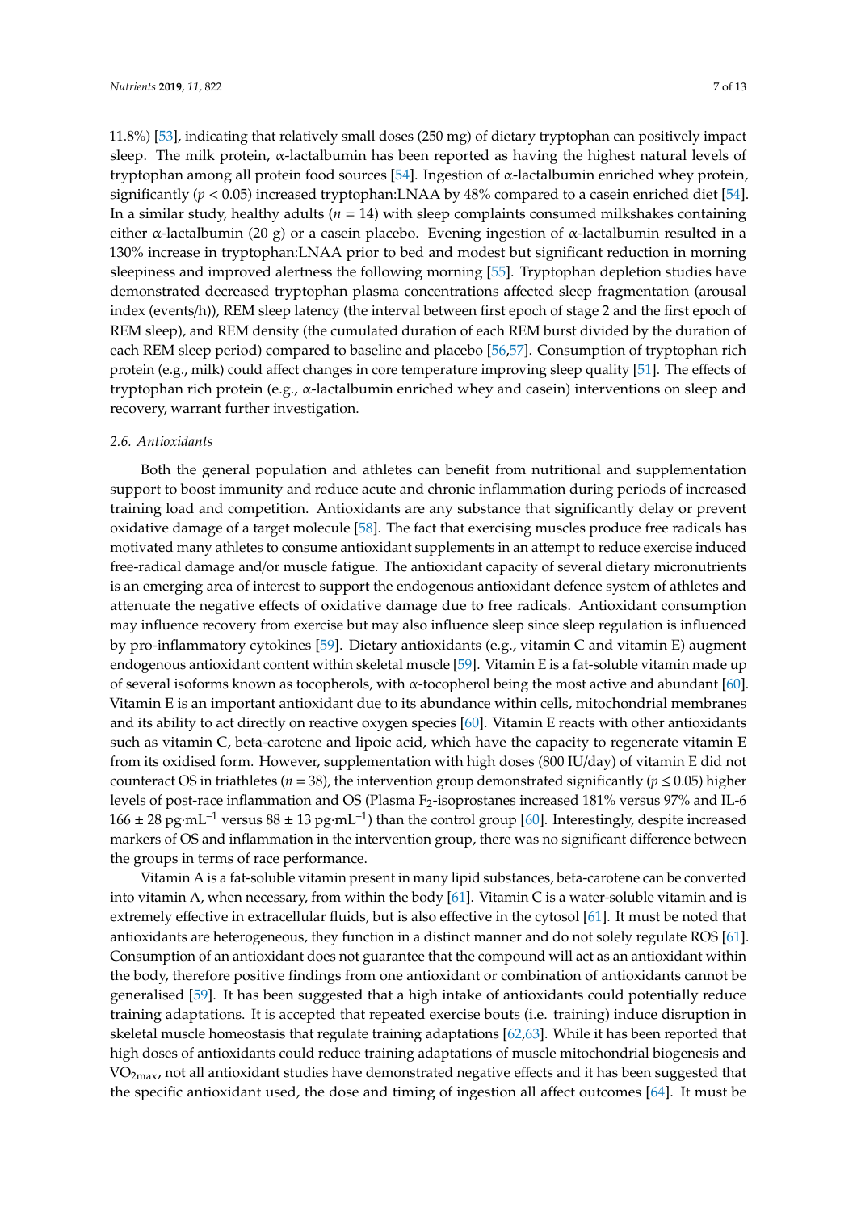11.8%) [53], indicating that relatively small doses (250 mg) of dietary tryptophan can positively impact sleep. The milk protein, α-lactalbumin has been reported as having the highest natural levels of tryptophan among all protein food sources [54]. Ingestion of α-lactalbumin enriched whey protein, significantly ($p < 0.05$) increased tryptophan:LNAA by 48% compared to a casein enriched diet [54]. In a similar study, healthy adults ($n = 14$) with sleep complaints consumed milkshakes containing either α-lactalbumin (20 g) or a casein placebo. Evening ingestion of α-lactalbumin resulted in a 130% increase in tryptophan:LNAA prior to bed and modest but significant reduction in morning sleepiness and improved alertness the following morning [55]. Tryptophan depletion studies have demonstrated decreased tryptophan plasma concentrations affected sleep fragmentation (arousal index (events/h)), REM sleep latency (the interval between first epoch of stage 2 and the first epoch of REM sleep), and REM density (the cumulated duration of each REM burst divided by the duration of each REM sleep period) compared to baseline and placebo [56,57]. Consumption of tryptophan rich protein (e.g., milk) could affect changes in core temperature improving sleep quality [51]. The effects of tryptophan rich protein (e.g., α-lactalbumin enriched whey and casein) interventions on sleep and recovery, warrant further investigation.

### 2.6. Antioxidants

Both the general population and athletes can benefit from nutritional and supplementation support to boost immunity and reduce acute and chronic inflammation during periods of increased training load and competition. Antioxidants are any substance that significantly delay or prevent oxidative damage of a target molecule [58]. The fact that exercising muscles produce free radicals has motivated many athletes to consume antioxidant supplements in an attempt to reduce exercise induced free-radical damage and/or muscle fatigue. The antioxidant capacity of several dietary micronutrients is an emerging area of interest to support the endogenous antioxidant defence system of athletes and attenuate the negative effects of oxidative damage due to free radicals. Antioxidant consumption may influence recovery from exercise but may also influence sleep since sleep regulation is influenced by pro-inflammatory cytokines [59]. Dietary antioxidants (e.g., vitamin C and vitamin E) augment endogenous antioxidant content within skeletal muscle [59]. Vitamin E is a fat-soluble vitamin made up of several isoforms known as tocopherols, with α-tocopherol being the most active and abundant [60]. Vitamin E is an important antioxidant due to its abundance within cells, mitochondrial membranes and its ability to act directly on reactive oxygen species [60]. Vitamin E reacts with other antioxidants such as vitamin C, beta-carotene and lipoic acid, which have the capacity to regenerate vitamin E from its oxidised form. However, supplementation with high doses (800 IU/day) of vitamin E did not counteract OS in triathletes ($n = 38$), the intervention group demonstrated significantly ($p \leq 0.05$) higher levels of post-race inflammation and OS (Plasma $F_2$-isoprostanes increased 181% versus 97% and IL-6 $166 \pm 28$ pg·mL$^{-1}$ versus $88 \pm 13$ pg·mL$^{-1}$) than the control group [60]. Interestingly, despite increased markers of OS and inflammation in the intervention group, there was no significant difference between the groups in terms of race performance.

Vitamin A is a fat-soluble vitamin present in many lipid substances, beta-carotene can be converted into vitamin A, when necessary, from within the body [61]. Vitamin C is a water-soluble vitamin and is extremely effective in extracellular fluids, but is also effective in the cytosol [61]. It must be noted that antioxidants are heterogeneous, they function in a distinct manner and do not solely regulate ROS [61]. Consumption of an antioxidant does not guarantee that the compound will act as an antioxidant within the body, therefore positive findings from one antioxidant or combination of antioxidants cannot be generalised [59]. It has been suggested that a high intake of antioxidants could potentially reduce training adaptations. It is accepted that repeated exercise bouts (i.e. training) induce disruption in skeletal muscle homeostasis that regulate training adaptations [62,63]. While it has been reported that high doses of antioxidants could reduce training adaptations of muscle mitochondrial biogenesis and $VO_{2max}$, not all antioxidant studies have demonstrated negative effects and it has been suggested that the specific antioxidant used, the dose and timing of ingestion all affect outcomes [64]. It must be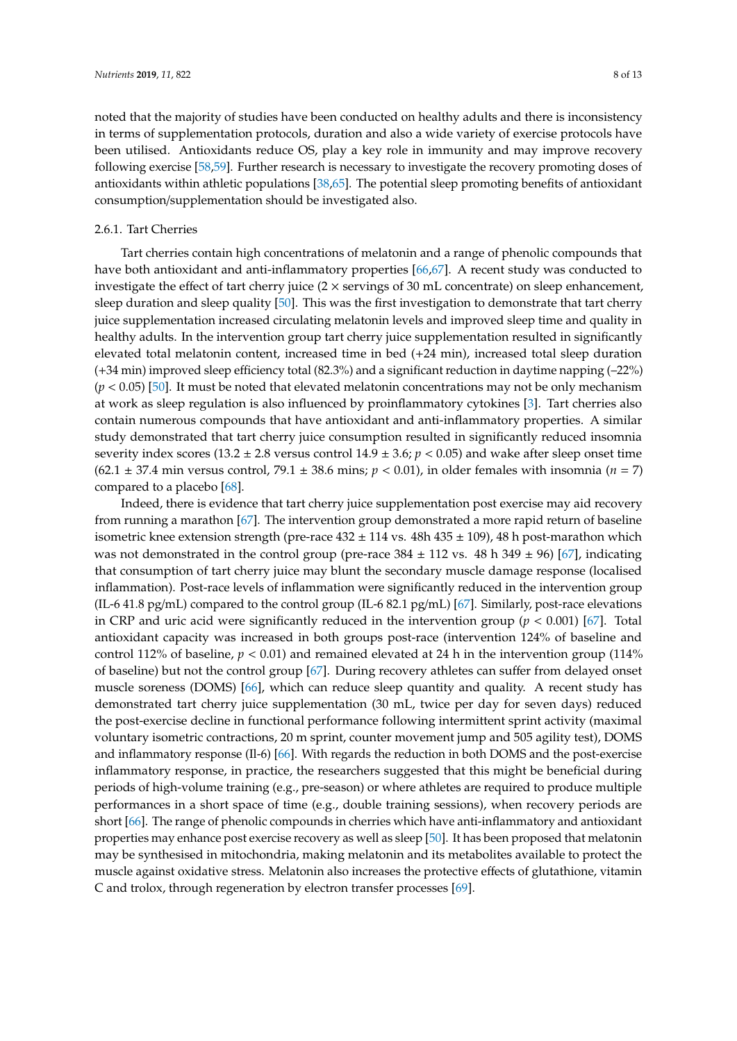noted that the majority of studies have been conducted on healthy adults and there is inconsistency in terms of supplementation protocols, duration and also a wide variety of exercise protocols have been utilised. Antioxidants reduce OS, play a key role in immunity and may improve recovery following exercise [58,59]. Further research is necessary to investigate the recovery promoting doses of antioxidants within athletic populations [38,65]. The potential sleep promoting benefits of antioxidant consumption/supplementation should be investigated also.

#### 2.6.1. Tart Cherries

Tart cherries contain high concentrations of melatonin and a range of phenolic compounds that have both antioxidant and anti-inflammatory properties [66,67]. A recent study was conducted to investigate the effect of tart cherry juice (2 × servings of 30 mL concentrate) on sleep enhancement, sleep duration and sleep quality [50]. This was the first investigation to demonstrate that tart cherry juice supplementation increased circulating melatonin levels and improved sleep time and quality in healthy adults. In the intervention group tart cherry juice supplementation resulted in significantly elevated total melatonin content, increased time in bed (+24 min), increased total sleep duration (+34 min) improved sleep efficiency total (82.3%) and a significant reduction in daytime napping (–22%) ($p < 0.05$) [50]. It must be noted that elevated melatonin concentrations may not be only mechanism at work as sleep regulation is also influenced by proinflammatory cytokines [3]. Tart cherries also contain numerous compounds that have antioxidant and anti-inflammatory properties. A similar study demonstrated that tart cherry juice consumption resulted in significantly reduced insomnia severity index scores (13.2 ± 2.8 versus control 14.9 ± 3.6; $p < 0.05$) and wake after sleep onset time (62.1 ± 37.4 min versus control, 79.1 ± 38.6 mins; $p < 0.01$), in older females with insomnia ($n = 7$) compared to a placebo [68].

Indeed, there is evidence that tart cherry juice supplementation post exercise may aid recovery from running a marathon [67]. The intervention group demonstrated a more rapid return of baseline isometric knee extension strength (pre-race 432 ± 114 vs. 48h 435 ± 109), 48 h post-marathon which was not demonstrated in the control group (pre-race 384 ± 112 vs. 48 h 349 ± 96) [67], indicating that consumption of tart cherry juice may blunt the secondary muscle damage response (localised inflammation). Post-race levels of inflammation were significantly reduced in the intervention group (IL-6 41.8 pg/mL) compared to the control group (IL-6 82.1 pg/mL) [67]. Similarly, post-race elevations in CRP and uric acid were significantly reduced in the intervention group ($p < 0.001$) [67]. Total antioxidant capacity was increased in both groups post-race (intervention 124% of baseline and control 112% of baseline, $p < 0.01$) and remained elevated at 24 h in the intervention group (114% of baseline) but not the control group [67]. During recovery athletes can suffer from delayed onset muscle soreness (DOMS) [66], which can reduce sleep quantity and quality. A recent study has demonstrated tart cherry juice supplementation (30 mL, twice per day for seven days) reduced the post-exercise decline in functional performance following intermittent sprint activity (maximal voluntary isometric contractions, 20 m sprint, counter movement jump and 505 agility test), DOMS and inflammatory response (Il-6) [66]. With regards the reduction in both DOMS and the post-exercise inflammatory response, in practice, the researchers suggested that this might be beneficial during periods of high-volume training (e.g., pre-season) or where athletes are required to produce multiple performances in a short space of time (e.g., double training sessions), when recovery periods are short [66]. The range of phenolic compounds in cherries which have anti-inflammatory and antioxidant properties may enhance post exercise recovery as well as sleep [50]. It has been proposed that melatonin may be synthesised in mitochondria, making melatonin and its metabolites available to protect the muscle against oxidative stress. Melatonin also increases the protective effects of glutathione, vitamin C and trolox, through regeneration by electron transfer processes [69].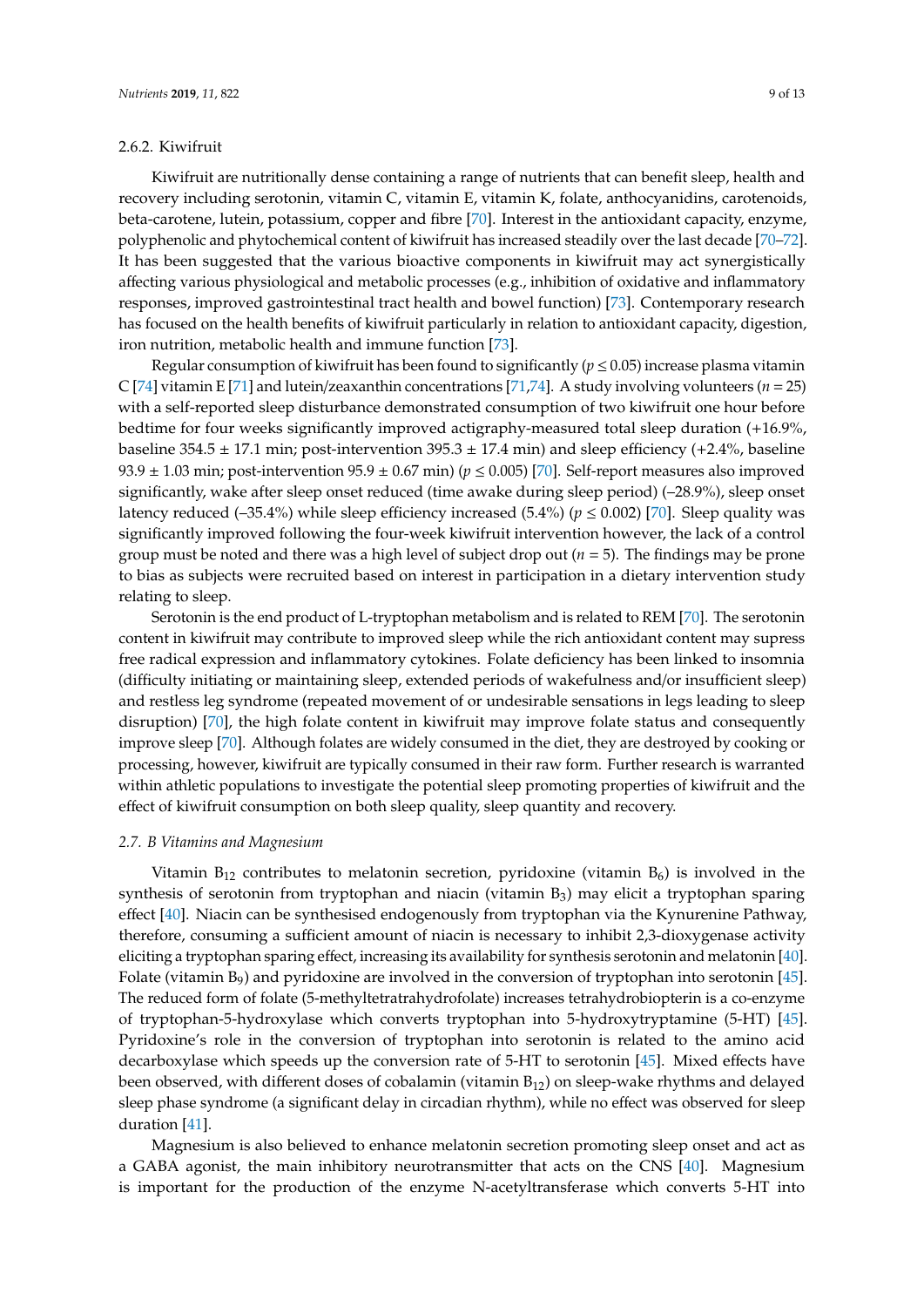### 2.6.2. Kiwifruit

Kiwifruit are nutritionally dense containing a range of nutrients that can benefit sleep, health and recovery including serotonin, vitamin C, vitamin E, vitamin K, folate, anthocyanidins, carotenoids, beta-carotene, lutein, potassium, copper and fibre [70]. Interest in the antioxidant capacity, enzyme, polyphenolic and phytochemical content of kiwifruit has increased steadily over the last decade [70–72]. It has been suggested that the various bioactive components in kiwifruit may act synergistically affecting various physiological and metabolic processes (e.g., inhibition of oxidative and inflammatory responses, improved gastrointestinal tract health and bowel function) [73]. Contemporary research has focused on the health benefits of kiwifruit particularly in relation to antioxidant capacity, digestion, iron nutrition, metabolic health and immune function [73].

Regular consumption of kiwifruit has been found to significantly ($p \leq 0.05$) increase plasma vitamin C [74] vitamin E [71] and lutein/zeaxanthin concentrations [71,74]. A study involving volunteers ($n = 25$) with a self-reported sleep disturbance demonstrated consumption of two kiwifruit one hour before bedtime for four weeks significantly improved actigraphy-measured total sleep duration (+16.9%, baseline 354.5 ± 17.1 min; post-intervention 395.3 ± 17.4 min) and sleep efficiency (+2.4%, baseline 93.9 ± 1.03 min; post-intervention 95.9 ± 0.67 min) ($p \leq 0.005$) [70]. Self-report measures also improved significantly, wake after sleep onset reduced (time awake during sleep period) (–28.9%), sleep onset latency reduced (–35.4%) while sleep efficiency increased (5.4%) ($p \leq 0.002$) [70]. Sleep quality was significantly improved following the four-week kiwifruit intervention however, the lack of a control group must be noted and there was a high level of subject drop out ($n = 5$). The findings may be prone to bias as subjects were recruited based on interest in participation in a dietary intervention study relating to sleep.

Serotonin is the end product of L-tryptophan metabolism and is related to REM [70]. The serotonin content in kiwifruit may contribute to improved sleep while the rich antioxidant content may supress free radical expression and inflammatory cytokines. Folate deficiency has been linked to insomnia (difficulty initiating or maintaining sleep, extended periods of wakefulness and/or insufficient sleep) and restless leg syndrome (repeated movement of or undesirable sensations in legs leading to sleep disruption) [70], the high folate content in kiwifruit may improve folate status and consequently improve sleep [70]. Although folates are widely consumed in the diet, they are destroyed by cooking or processing, however, kiwifruit are typically consumed in their raw form. Further research is warranted within athletic populations to investigate the potential sleep promoting properties of kiwifruit and the effect of kiwifruit consumption on both sleep quality, sleep quantity and recovery.

## *2.7. B Vitamins and Magnesium*

Vitamin $B_{12}$ contributes to melatonin secretion, pyridoxine (vitamin $B_6$) is involved in the synthesis of serotonin from tryptophan and niacin (vitamin $B_3$) may elicit a tryptophan sparing effect [40]. Niacin can be synthesised endogenously from tryptophan via the Kynurenine Pathway, therefore, consuming a sufficient amount of niacin is necessary to inhibit 2,3-dioxygenase activity eliciting a tryptophan sparing effect, increasing its availability for synthesis serotonin and melatonin [40]. Folate (vitamin $B_9$) and pyridoxine are involved in the conversion of tryptophan into serotonin [45]. The reduced form of folate (5-methyltetratrahydrofolate) increases tetrahydrobiopterin is a co-enzyme of tryptophan-5-hydroxylase which converts tryptophan into 5-hydroxytryptamine (5-HT) [45]. Pyridoxine's role in the conversion of tryptophan into serotonin is related to the amino acid decarboxylase which speeds up the conversion rate of 5-HT to serotonin [45]. Mixed effects have been observed, with different doses of cobalamin (vitamin $B_{12}$) on sleep-wake rhythms and delayed sleep phase syndrome (a significant delay in circadian rhythm), while no effect was observed for sleep duration [41].

Magnesium is also believed to enhance melatonin secretion promoting sleep onset and act as a GABA agonist, the main inhibitory neurotransmitter that acts on the CNS [40]. Magnesium is important for the production of the enzyme N-acetyltransferase which converts 5-HT into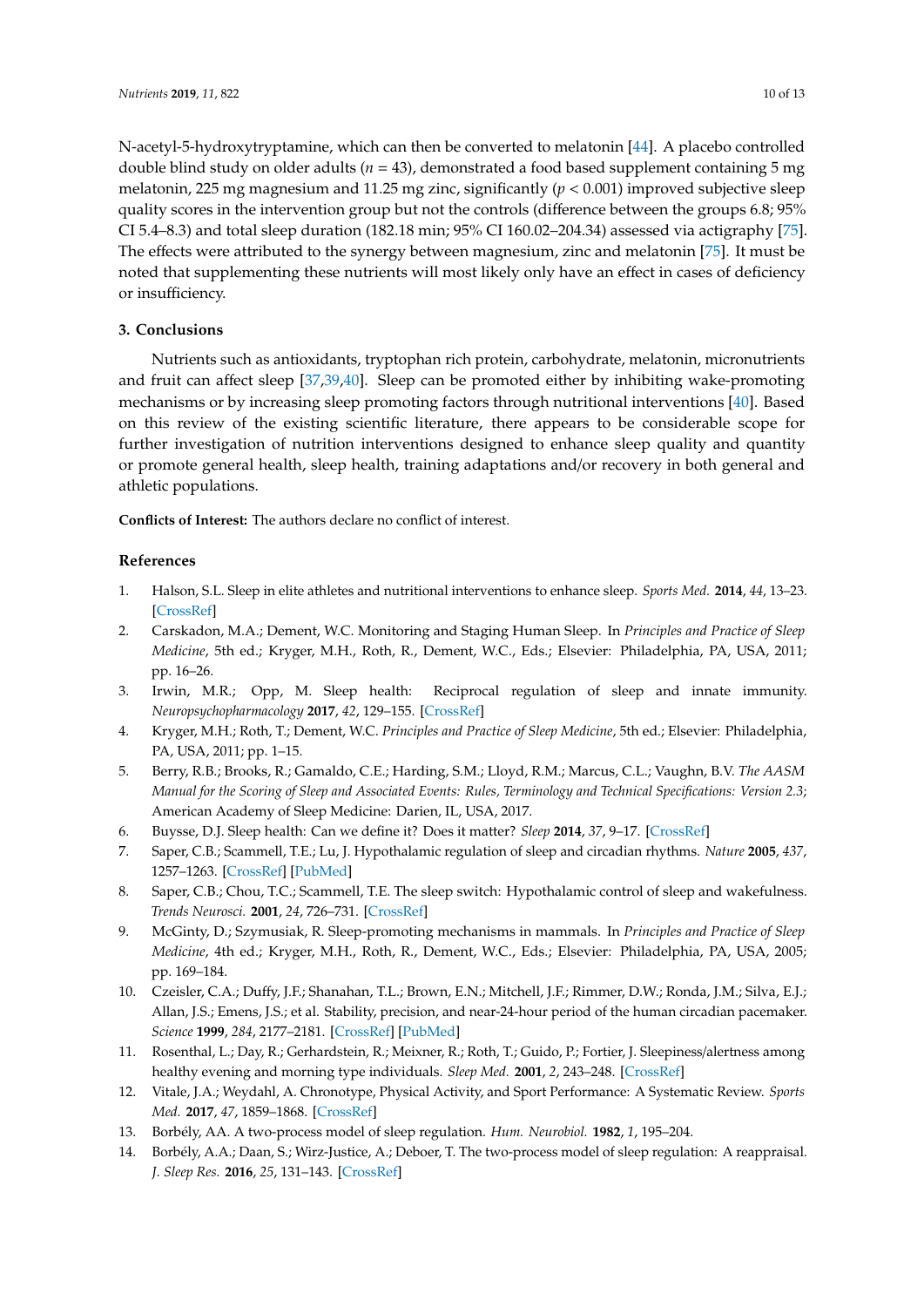N-acetyl-5-hydroxytryptamine, which can then be converted to melatonin [44]. A placebo controlled double blind study on older adults ($n = 43$), demonstrated a food based supplement containing 5 mg melatonin, 225 mg magnesium and 11.25 mg zinc, significantly ($p < 0.001$) improved subjective sleep quality scores in the intervention group but not the controls (difference between the groups 6.8; 95% CI 5.4–8.3) and total sleep duration (182.18 min; 95% CI 160.02–204.34) assessed via actigraphy [75]. The effects were attributed to the synergy between magnesium, zinc and melatonin [75]. It must be noted that supplementing these nutrients will most likely only have an effect in cases of deficiency or insufficiency.

## 3. Conclusions

Nutrients such as antioxidants, tryptophan rich protein, carbohydrate, melatonin, micronutrients and fruit can affect sleep [37,39,40]. Sleep can be promoted either by inhibiting wake-promoting mechanisms or by increasing sleep promoting factors through nutritional interventions [40]. Based on this review of the existing scientific literature, there appears to be considerable scope for further investigation of nutrition interventions designed to enhance sleep quality and quantity or promote general health, sleep health, training adaptations and/or recovery in both general and athletic populations.

**Conflicts of Interest:** The authors declare no conflict of interest.

## References

1. Halson, S.L. Sleep in elite athletes and nutritional interventions to enhance sleep. *Sports Med.* **2014**, *44*, 13–23. [CrossRef]
2. Carskadon, M.A.; Dement, W.C. Monitoring and Staging Human Sleep. In *Principles and Practice of Sleep Medicine*, 5th ed.; Kryger, M.H., Roth, R., Dement, W.C., Eds.; Elsevier: Philadelphia, PA, USA, 2011; pp. 16–26.
3. Irwin, M.R.; Opp, M. Sleep health: Reciprocal regulation of sleep and innate immunity. *Neuropsychopharmacology* **2017**, *42*, 129–155. [CrossRef]
4. Kryger, M.H.; Roth, T.; Dement, W.C. *Principles and Practice of Sleep Medicine*, 5th ed.; Elsevier: Philadelphia, PA, USA, 2011; pp. 1–15.
5. Berry, R.B.; Brooks, R.; Gamaldo, C.E.; Harding, S.M.; Lloyd, R.M.; Marcus, C.L.; Vaughn, B.V. *The AASM Manual for the Scoring of Sleep and Associated Events: Rules, Terminology and Technical Specifications: Version 2.3*; American Academy of Sleep Medicine: Darien, IL, USA, 2017.
6. Buysse, D.J. Sleep health: Can we define it? Does it matter? *Sleep* **2014**, *37*, 9–17. [CrossRef]
7. Saper, C.B.; Scammell, T.E.; Lu, J. Hypothalamic regulation of sleep and circadian rhythms. *Nature* **2005**, *437*, 1257–1263. [CrossRef] [PubMed]
8. Saper, C.B.; Chou, T.C.; Scammell, T.E. The sleep switch: Hypothalamic control of sleep and wakefulness. *Trends Neurosci.* **2001**, *24*, 726–731. [CrossRef]
9. McGinty, D.; Szymusiak, R. Sleep-promoting mechanisms in mammals. In *Principles and Practice of Sleep Medicine*, 4th ed.; Kryger, M.H., Roth, R., Dement, W.C., Eds.; Elsevier: Philadelphia, PA, USA, 2005; pp. 169–184.
10. Czeisler, C.A.; Duffy, J.F.; Shanahan, T.L.; Brown, E.N.; Mitchell, J.F.; Rimmer, D.W.; Ronda, J.M.; Silva, E.J.; Allan, J.S.; Emens, J.S.; et al. Stability, precision, and near-24-hour period of the human circadian pacemaker. *Science* **1999**, *284*, 2177–2181. [CrossRef] [PubMed]
11. Rosenthal, L.; Day, R.; Gerhardstein, R.; Meixner, R.; Roth, T.; Guido, P.; Fortier, J. Sleepiness/alertness among healthy evening and morning type individuals. *Sleep Med.* **2001**, *2*, 243–248. [CrossRef]
12. Vitale, J.A.; Weydahl, A. Chronotype, Physical Activity, and Sport Performance: A Systematic Review. *Sports Med.* **2017**, *47*, 1859–1868. [CrossRef]
13. Borbély, AA. A two-process model of sleep regulation. *Hum. Neurobiol.* **1982**, *1*, 195–204.
14. Borbély, A.A.; Daan, S.; Wirz-Justice, A.; Deboer, T. The two-process model of sleep regulation: A reappraisal. *J. Sleep Res.* **2016**, *25*, 131–143. [CrossRef]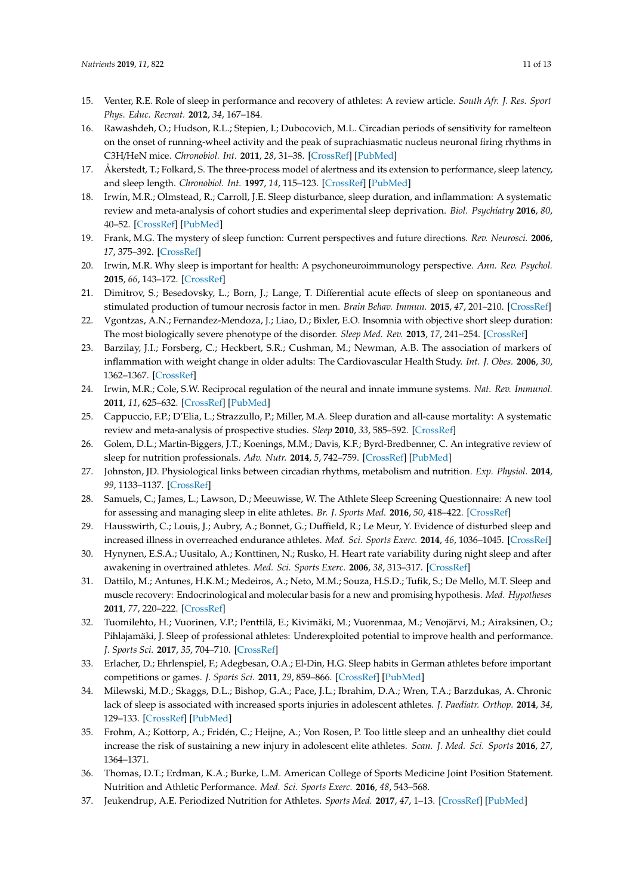15. Venter, R.E. Role of sleep in performance and recovery of athletes: A review article. *South Afr. J. Res. Sport Phys. Educ. Recreat.* **2012**, *34*, 167–184.
16. Rawashdeh, O.; Hudson, R.L.; Stepien, I.; Dubocovich, M.L. Circadian periods of sensitivity for ramelteon on the onset of running-wheel activity and the peak of suprachiasmatic nucleus neuronal firing rhythms in C3H/HeN mice. *Chronobiol. Int.* **2011**, *28*, 31–38. [CrossRef] [PubMed]
17. Åkerstedt, T.; Folkard, S. The three-process model of alertness and its extension to performance, sleep latency, and sleep length. *Chronobiol. Int.* **1997**, *14*, 115–123. [CrossRef] [PubMed]
18. Irwin, M.R.; Olmstead, R.; Carroll, J.E. Sleep disturbance, sleep duration, and inflammation: A systematic review and meta-analysis of cohort studies and experimental sleep deprivation. *Biol. Psychiatry* **2016**, *80*, 40–52. [CrossRef] [PubMed]
19. Frank, M.G. The mystery of sleep function: Current perspectives and future directions. *Rev. Neurosci.* **2006**, *17*, 375–392. [CrossRef]
20. Irwin, M.R. Why sleep is important for health: A psychoneuroimmunology perspective. *Ann. Rev. Psychol.* **2015**, *66*, 143–172. [CrossRef]
21. Dimitrov, S.; Besedovsky, L.; Born, J.; Lange, T. Differential acute effects of sleep on spontaneous and stimulated production of tumour necrosis factor in men. *Brain Behav. Immun.* **2015**, *47*, 201–210. [CrossRef]
22. Vgontzas, A.N.; Fernandez-Mendoza, J.; Liao, D.; Bixler, E.O. Insomnia with objective short sleep duration: The most biologically severe phenotype of the disorder. *Sleep Med. Rev.* **2013**, *17*, 241–254. [CrossRef]
23. Barzilay, J.I.; Forsberg, C.; Heckbert, S.R.; Cushman, M.; Newman, A.B. The association of markers of inflammation with weight change in older adults: The Cardiovascular Health Study. *Int. J. Obes.* **2006**, *30*, 1362–1367. [CrossRef]
24. Irwin, M.R.; Cole, S.W. Reciprocal regulation of the neural and innate immune systems. *Nat. Rev. Immunol.* **2011**, *11*, 625–632. [CrossRef] [PubMed]
25. Cappuccio, F.P.; D'Elia, L.; Strazzullo, P.; Miller, M.A. Sleep duration and all-cause mortality: A systematic review and meta-analysis of prospective studies. *Sleep* **2010**, *33*, 585–592. [CrossRef]
26. Golem, D.L.; Martin-Biggers, J.T.; Koenings, M.M.; Davis, K.F.; Byrd-Bredbenner, C. An integrative review of sleep for nutrition professionals. *Adv. Nutr.* **2014**, *5*, 742–759. [CrossRef] [PubMed]
27. Johnston, JD. Physiological links between circadian rhythms, metabolism and nutrition. *Exp. Physiol.* **2014**, *99*, 1133–1137. [CrossRef]
28. Samuels, C.; James, L.; Lawson, D.; Meeuwisse, W. The Athlete Sleep Screening Questionnaire: A new tool for assessing and managing sleep in elite athletes. *Br. J. Sports Med.* **2016**, *50*, 418–422. [CrossRef]
29. Hausswirth, C.; Louis, J.; Aubry, A.; Bonnet, G.; Duffield, R.; Le Meur, Y. Evidence of disturbed sleep and increased illness in overreached endurance athletes. *Med. Sci. Sports Exerc.* **2014**, *46*, 1036–1045. [CrossRef]
30. Hynynen, E.S.A.; Uusitalo, A.; Konttinen, N.; Rusko, H. Heart rate variability during night sleep and after awakening in overtrained athletes. *Med. Sci. Sports Exerc.* **2006**, *38*, 313–317. [CrossRef]
31. Dattilo, M.; Antunes, H.K.M.; Medeiros, A.; Neto, M.M.; Souza, H.S.D.; Tufik, S.; De Mello, M.T. Sleep and muscle recovery: Endocrinological and molecular basis for a new and promising hypothesis. *Med. Hypotheses* **2011**, *77*, 220–222. [CrossRef]
32. Tuomilehto, H.; Vuorinen, V.P.; Penttilä, E.; Kivimäki, M.; Vuorenmaa, M.; Venojärvi, M.; Airaksinen, O.; Pihlajamäki, J. Sleep of professional athletes: Underexploited potential to improve health and performance. *J. Sports Sci.* **2017**, *35*, 704–710. [CrossRef]
33. Erlacher, D.; Ehrlenspiel, F.; Adegbesan, O.A.; El-Din, H.G. Sleep habits in German athletes before important competitions or games. *J. Sports Sci.* **2011**, *29*, 859–866. [CrossRef] [PubMed]
34. Milewski, M.D.; Skaggs, D.L.; Bishop, G.A.; Pace, J.L.; Ibrahim, D.A.; Wren, T.A.; Barzdukas, A. Chronic lack of sleep is associated with increased sports injuries in adolescent athletes. *J. Paediatr. Orthop.* **2014**, *34*, 129–133. [CrossRef] [PubMed]
35. Frohm, A.; Kottorp, A.; Fridén, C.; Heijne, A.; Von Rosen, P. Too little sleep and an unhealthy diet could increase the risk of sustaining a new injury in adolescent elite athletes. *Scan. J. Med. Sci. Sports* **2016**, *27*, 1364–1371.
36. Thomas, D.T.; Erdman, K.A.; Burke, L.M. American College of Sports Medicine Joint Position Statement. Nutrition and Athletic Performance. *Med. Sci. Sports Exerc.* **2016**, *48*, 543–568.
37. Jeukendrup, A.E. Periodized Nutrition for Athletes. *Sports Med.* **2017**, *47*, 1–13. [CrossRef] [PubMed]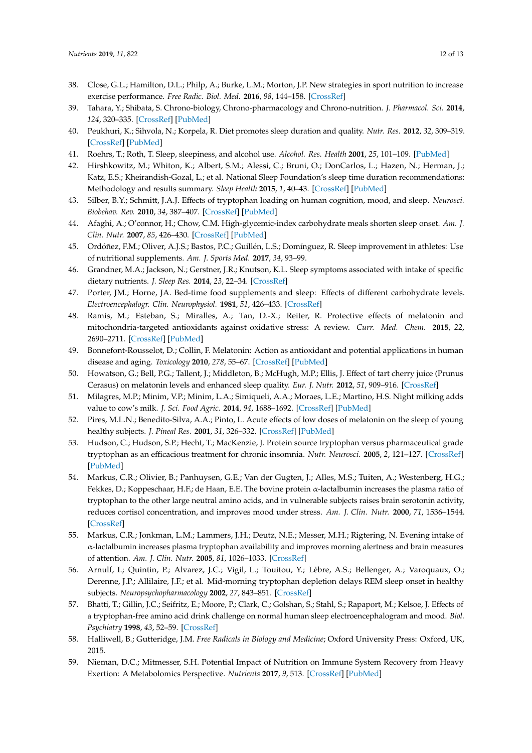38. Close, G.L.; Hamilton, D.L.; Philp, A.; Burke, L.M.; Morton, J.P. New strategies in sport nutrition to increase exercise performance. *Free Radic. Biol. Med.* **2016**, *98*, 144–158. [CrossRef]
39. Tahara, Y.; Shibata, S. Chrono-biology, Chrono-pharmacology and Chrono-nutrition. *J. Pharmacol. Sci.* **2014**, *124*, 320–335. [CrossRef] [PubMed]
40. Peukhuri, K.; Sihvola, N.; Korpela, R. Diet promotes sleep duration and quality. *Nutr. Res.* **2012**, *32*, 309–319. [CrossRef] [PubMed]
41. Roehrs, T.; Roth, T. Sleep, sleepiness, and alcohol use. *Alcohol. Res. Health* **2001**, *25*, 101–109. [PubMed]
42. Hirshkowitz, M.; Whiton, K.; Albert, S.M.; Alessi, C.; Bruni, O.; DonCarlos, L.; Hazen, N.; Herman, J.; Katz, E.S.; Kheirandish-Gozal, L.; et al. National Sleep Foundation's sleep time duration recommendations: Methodology and results summary. *Sleep Health* **2015**, *1*, 40–43. [CrossRef] [PubMed]
43. Silber, B.Y.; Schmitt, J.A.J. Effects of tryptophan loading on human cognition, mood, and sleep. *Neurosci. Biobehav. Rev.* **2010**, *34*, 387–407. [CrossRef] [PubMed]
44. Afaghi, A.; O'connor, H.; Chow, C.M. High-glycemic-index carbohydrate meals shorten sleep onset. *Am. J. Clin. Nutr.* **2007**, *85*, 426–430. [CrossRef] [PubMed]
45. Ordóñez, F.M.; Oliver, A.J.S.; Bastos, P.C.; Guillén, L.S.; Domínguez, R. Sleep improvement in athletes: Use of nutritional supplements. *Am. J. Sports Med.* **2017**, *34*, 93–99.
46. Grandner, M.A.; Jackson, N.; Gerstner, J.R.; Knutson, K.L. Sleep symptoms associated with intake of specific dietary nutrients. *J. Sleep Res.* **2014**, *23*, 22–34. [CrossRef]
47. Porter, JM.; Horne, JA. Bed-time food supplements and sleep: Effects of different carbohydrate levels. *Electroencephalogr. Clin. Neurophysiol.* **1981**, *51*, 426–433. [CrossRef]
48. Ramis, M.; Esteban, S.; Miralles, A.; Tan, D.-X.; Reiter, R. Protective effects of melatonin and mitochondria-targeted antioxidants against oxidative stress: A review. *Curr. Med. Chem.* **2015**, *22*, 2690–2711. [CrossRef] [PubMed]
49. Bonnefont-Rousselot, D.; Collin, F. Melatonin: Action as antioxidant and potential applications in human disease and aging. *Toxicology* **2010**, *278*, 55–67. [CrossRef] [PubMed]
50. Howatson, G.; Bell, P.G.; Tallent, J.; Middleton, B.; McHugh, M.P.; Ellis, J. Effect of tart cherry juice (Prunus Cerasus) on melatonin levels and enhanced sleep quality. *Eur. J. Nutr.* **2012**, *51*, 909–916. [CrossRef]
51. Milagres, M.P.; Minim, V.P.; Minim, L.A.; Simiqueli, A.A.; Moraes, L.E.; Martino, H.S. Night milking adds value to cow's milk. *J. Sci. Food Agric.* **2014**, *94*, 1688–1692. [CrossRef] [PubMed]
52. Pires, M.L.N.; Benedito-Silva, A.A.; Pinto, L. Acute effects of low doses of melatonin on the sleep of young healthy subjects. *J. Pineal Res.* **2001**, *31*, 326–332. [CrossRef] [PubMed]
53. Hudson, C.; Hudson, S.P.; Hecht, T.; MacKenzie, J. Protein source tryptophan versus pharmaceutical grade tryptophan as an efficacious treatment for chronic insomnia. *Nutr. Neurosci.* **2005**, *2*, 121–127. [CrossRef] [PubMed]
54. Markus, C.R.; Olivier, B.; Panhuysen, G.E.; Van der Gugten, J.; Alles, M.S.; Tuiten, A.; Westenberg, H.G.; Fekkes, D.; Koppeschaar, H.F.; de Haan, E.E. The bovine protein α-lactalbumin increases the plasma ratio of tryptophan to the other large neutral amino acids, and in vulnerable subjects raises brain serotonin activity, reduces cortisol concentration, and improves mood under stress. *Am. J. Clin. Nutr.* **2000**, *71*, 1536–1544. [CrossRef]
55. Markus, C.R.; Jonkman, L.M.; Lammers, J.H.; Deutz, N.E.; Messer, M.H.; Rigtering, N. Evening intake of α-lactalbumin increases plasma tryptophan availability and improves morning alertness and brain measures of attention. *Am. J. Clin. Nutr.* **2005**, *81*, 1026–1033. [CrossRef]
56. Arnulf, I.; Quintin, P.; Alvarez, J.C.; Vigil, L.; Touitou, Y.; Lèbre, A.S.; Bellenger, A.; Varoquaux, O.; Derenne, J.P.; Allilaire, J.F.; et al. Mid-morning tryptophan depletion delays REM sleep onset in healthy subjects. *Neuropsychopharmacology* **2002**, *27*, 843–851. [CrossRef]
57. Bhatti, T.; Gillin, J.C.; Seifritz, E.; Moore, P.; Clark, C.; Golshan, S.; Stahl, S.; Rapaport, M.; Kelsoe, J. Effects of a tryptophan-free amino acid drink challenge on normal human sleep electroencephalogram and mood. *Biol. Psychiatry* **1998**, *43*, 52–59. [CrossRef]
58. Halliwell, B.; Gutteridge, J.M. *Free Radicals in Biology and Medicine*; Oxford University Press: Oxford, UK, 2015.
59. Nieman, D.C.; Mitmesser, S.H. Potential Impact of Nutrition on Immune System Recovery from Heavy Exertion: A Metabolomics Perspective. *Nutrients* **2017**, *9*, 513. [CrossRef] [PubMed]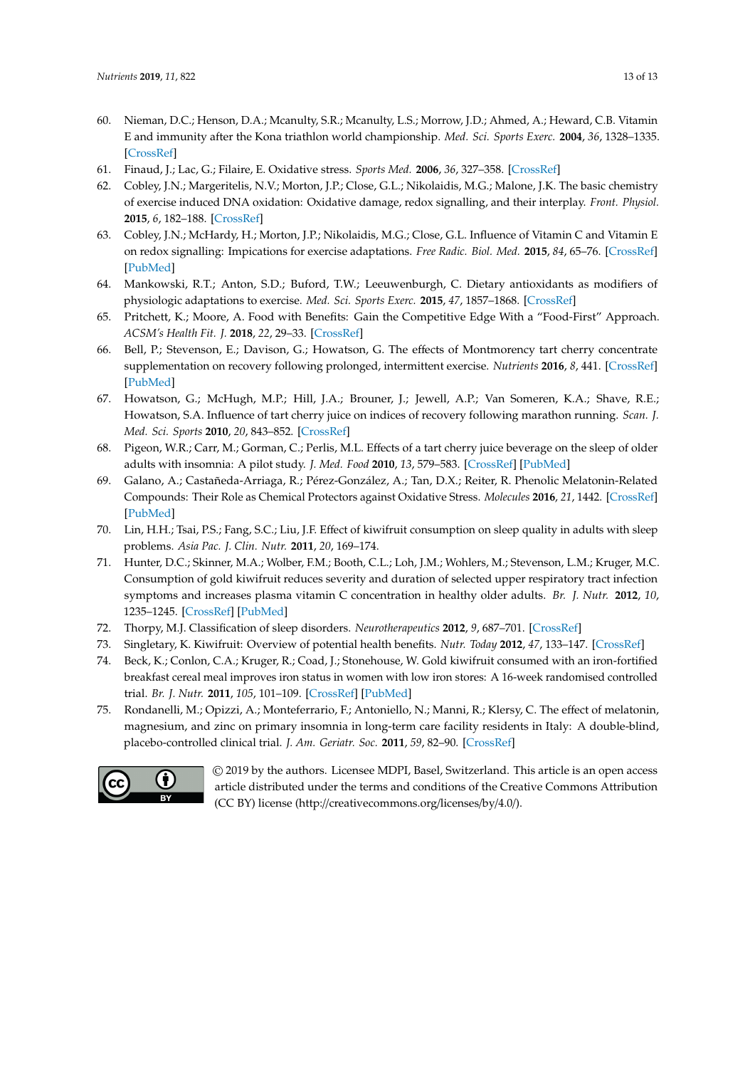60. Nieman, D.C.; Henson, D.A.; Mcanulty, S.R.; Mcanulty, L.S.; Morrow, J.D.; Ahmed, A.; Heward, C.B. Vitamin E and immunity after the Kona triathlon world championship. *Med. Sci. Sports Exerc.* **2004**, *36*, 1328–1335. [CrossRef]
61. Finaud, J.; Lac, G.; Filaire, E. Oxidative stress. *Sports Med.* **2006**, *36*, 327–358. [CrossRef]
62. Cobley, J.N.; Margeritelis, N.V.; Morton, J.P.; Close, G.L.; Nikolaidis, M.G.; Malone, J.K. The basic chemistry of exercise induced DNA oxidation: Oxidative damage, redox signalling, and their interplay. *Front. Physiol.* **2015**, *6*, 182–188. [CrossRef]
63. Cobley, J.N.; McHardy, H.; Morton, J.P.; Nikolaidis, M.G.; Close, G.L. Influence of Vitamin C and Vitamin E on redox signalling: Impications for exercise adaptations. *Free Radic. Biol. Med.* **2015**, *84*, 65–76. [CrossRef] [PubMed]
64. Mankowski, R.T.; Anton, S.D.; Buford, T.W.; Leeuwenburgh, C. Dietary antioxidants as modifiers of physiologic adaptations to exercise. *Med. Sci. Sports Exerc.* **2015**, *47*, 1857–1868. [CrossRef]
65. Pritchett, K.; Moore, A. Food with Benefits: Gain the Competitive Edge With a "Food-First" Approach. *ACSM's Health Fit. J.* **2018**, *22*, 29–33. [CrossRef]
66. Bell, P.; Stevenson, E.; Davison, G.; Howatson, G. The effects of Montmorency tart cherry concentrate supplementation on recovery following prolonged, intermittent exercise. *Nutrients* **2016**, *8*, 441. [CrossRef] [PubMed]
67. Howatson, G.; McHugh, M.P.; Hill, J.A.; Brouner, J.; Jewell, A.P.; Van Someren, K.A.; Shave, R.E.; Howatson, S.A. Influence of tart cherry juice on indices of recovery following marathon running. *Scan. J. Med. Sci. Sports* **2010**, *20*, 843–852. [CrossRef]
68. Pigeon, W.R.; Carr, M.; Gorman, C.; Perlis, M.L. Effects of a tart cherry juice beverage on the sleep of older adults with insomnia: A pilot study. *J. Med. Food* **2010**, *13*, 579–583. [CrossRef] [PubMed]
69. Galano, A.; Castañeda-Arriaga, R.; Pérez-González, A.; Tan, D.X.; Reiter, R. Phenolic Melatonin-Related Compounds: Their Role as Chemical Protectors against Oxidative Stress. *Molecules* **2016**, *21*, 1442. [CrossRef] [PubMed]
70. Lin, H.H.; Tsai, P.S.; Fang, S.C.; Liu, J.F. Effect of kiwifruit consumption on sleep quality in adults with sleep problems. *Asia Pac. J. Clin. Nutr.* **2011**, *20*, 169–174.
71. Hunter, D.C.; Skinner, M.A.; Wolber, F.M.; Booth, C.L.; Loh, J.M.; Wohlers, M.; Stevenson, L.M.; Kruger, M.C. Consumption of gold kiwifruit reduces severity and duration of selected upper respiratory tract infection symptoms and increases plasma vitamin C concentration in healthy older adults. *Br. J. Nutr.* **2012**, *10*, 1235–1245. [CrossRef] [PubMed]
72. Thorpy, M.J. Classification of sleep disorders. *Neurotherapeutics* **2012**, *9*, 687–701. [CrossRef]
73. Singletary, K. Kiwifruit: Overview of potential health benefits. *Nutr. Today* **2012**, *47*, 133–147. [CrossRef]
74. Beck, K.; Conlon, C.A.; Kruger, R.; Coad, J.; Stonehouse, W. Gold kiwifruit consumed with an iron-fortified breakfast cereal meal improves iron status in women with low iron stores: A 16-week randomised controlled trial. *Br. J. Nutr.* **2011**, *105*, 101–109. [CrossRef] [PubMed]
75. Rondanelli, M.; Opizzi, A.; Monteferrario, F.; Antoniello, N.; Manni, R.; Klersy, C. The effect of melatonin, magnesium, and zinc on primary insomnia in long-term care facility residents in Italy: A double-blind, placebo-controlled clinical trial. *J. Am. Geriatr. Soc.* **2011**, *59*, 82–90. [CrossRef]

© 2019 by the authors. Licensee MDPI, Basel, Switzerland. This article is an open access article distributed under the terms and conditions of the Creative Commons Attribution (CC BY) license (http://creativecommons.org/licenses/by/4.0/).